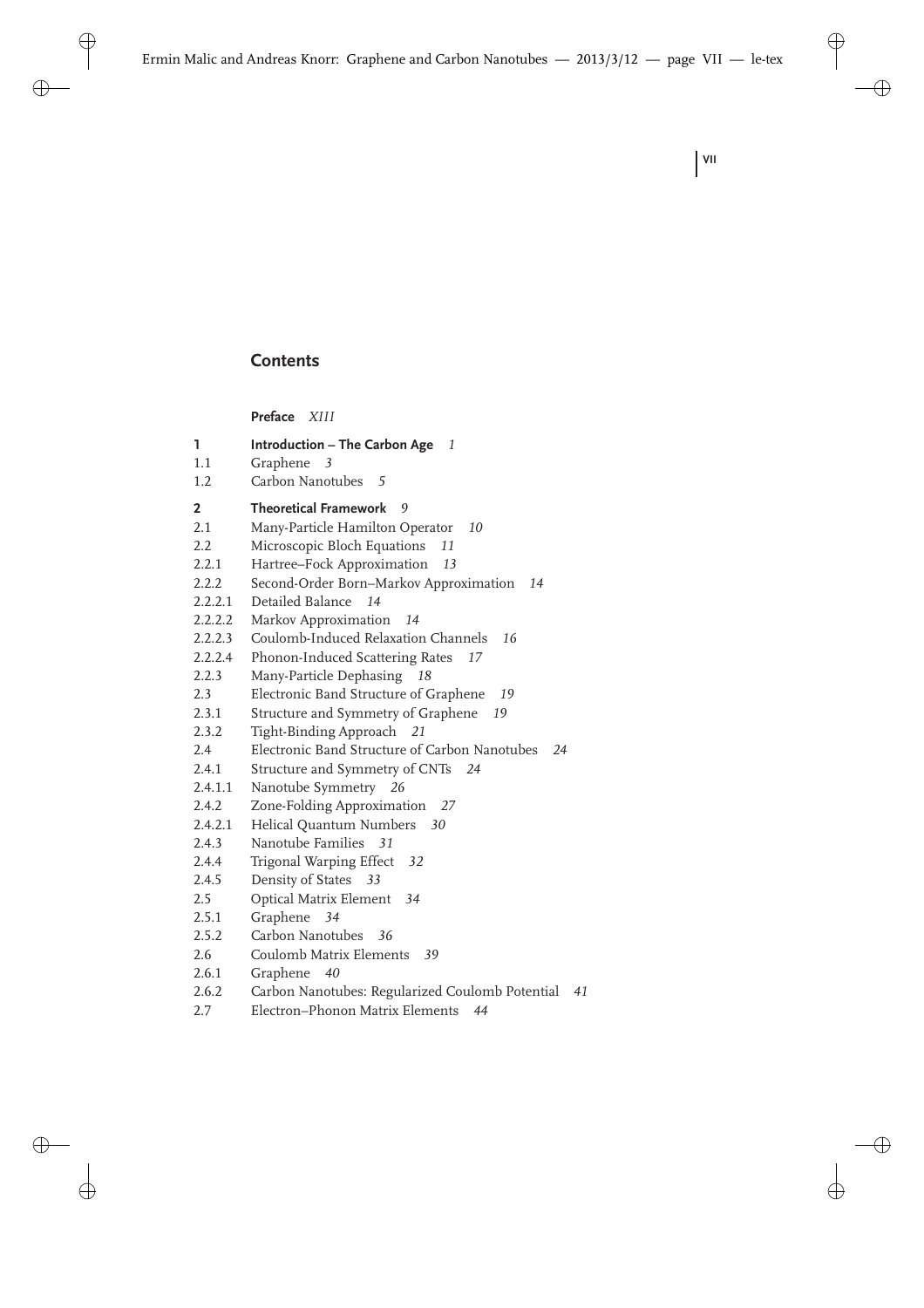## Contents

**Preface** *XIII*

**1 Introduction – The Carbon Age** *1*

1.1 Graphene *3*

1.2 Carbon Nanotubes *5*

**2 Theoretical Framework** *9*

2.1 Many-Particle Hamilton Operator *10*

2.2 Microscopic Bloch Equations *11*

2.2.1 Hartree–Fock Approximation *13*

2.2.2 Second-Order Born–Markov Approximation *14*

2.2.2.1 Detailed Balance *14*

2.2.2.2 Markov Approximation *14*

2.2.2.3 Coulomb-Induced Relaxation Channels *16*

2.2.2.4 Phonon-Induced Scattering Rates *17*

2.2.3 Many-Particle Dephasing *18*

2.3 Electronic Band Structure of Graphene *19*

2.3.1 Structure and Symmetry of Graphene *19*

2.3.2 Tight-Binding Approach *21*

2.4 Electronic Band Structure of Carbon Nanotubes *24*

2.4.1 Structure and Symmetry of CNTs *24*

2.4.1.1 Nanotube Symmetry *26*

2.4.2 Zone-Folding Approximation *27*

2.4.2.1 Helical Quantum Numbers *30*

2.4.3 Nanotube Families *31*

2.4.4 Trigonal Warping Effect *32*

2.4.5 Density of States *33*

2.5 Optical Matrix Element *34*

2.5.1 Graphene *34*

2.5.2 Carbon Nanotubes *36*

2.6 Coulomb Matrix Elements *39*

2.6.1 Graphene *40*

2.6.2 Carbon Nanotubes: Regularized Coulomb Potential *41*

2.7 Electron–Phonon Matrix Elements *44*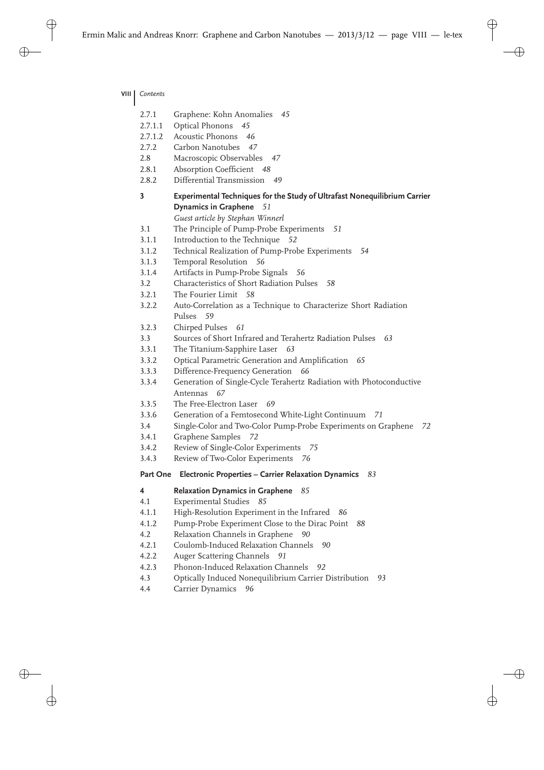2.7.1 Graphene: Kohn Anomalies *45*
2.7.1.1 Optical Phonons *45*
2.7.1.2 Acoustic Phonons *46*
2.7.2 Carbon Nanotubes *47*
2.8 Macroscopic Observables *47*
2.8.1 Absorption Coefficient *48*
2.8.2 Differential Transmission *49*

**3 Experimental Techniques for the Study of Ultrafast Nonequilibrium Carrier Dynamics in Graphene** *51*
*Guest article by Stephan Winnerl*

3.1 The Principle of Pump-Probe Experiments *51*
3.1.1 Introduction to the Technique *52*
3.1.2 Technical Realization of Pump-Probe Experiments *54*
3.1.3 Temporal Resolution *56*
3.1.4 Artifacts in Pump-Probe Signals *56*
3.2 Characteristics of Short Radiation Pulses *58*
3.2.1 The Fourier Limit *58*
3.2.2 Auto-Correlation as a Technique to Characterize Short Radiation Pulses *59*
3.2.3 Chirped Pulses *61*
3.3 Sources of Short Infrared and Terahertz Radiation Pulses *63*
3.3.1 The Titanium-Sapphire Laser *63*
3.3.2 Optical Parametric Generation and Amplification *65*
3.3.3 Difference-Frequency Generation *66*
3.3.4 Generation of Single-Cycle Terahertz Radiation with Photoconductive Antennas *67*
3.3.5 The Free-Electron Laser *69*
3.3.6 Generation of a Femtosecond White-Light Continuum *71*
3.4 Single-Color and Two-Color Pump-Probe Experiments on Graphene *72*
3.4.1 Graphene Samples *72*
3.4.2 Review of Single-Color Experiments *75*
3.4.3 Review of Two-Color Experiments *76*

**Part One Electronic Properties – Carrier Relaxation Dynamics** *83*

**4 Relaxation Dynamics in Graphene** *85*

4.1 Experimental Studies *85*
4.1.1 High-Resolution Experiment in the Infrared *86*
4.1.2 Pump-Probe Experiment Close to the Dirac Point *88*
4.2 Relaxation Channels in Graphene *90*
4.2.1 Coulomb-Induced Relaxation Channels *90*
4.2.2 Auger Scattering Channels *91*
4.2.3 Phonon-Induced Relaxation Channels *92*
4.3 Optically Induced Nonequilibrium Carrier Distribution *93*
4.4 Carrier Dynamics *96*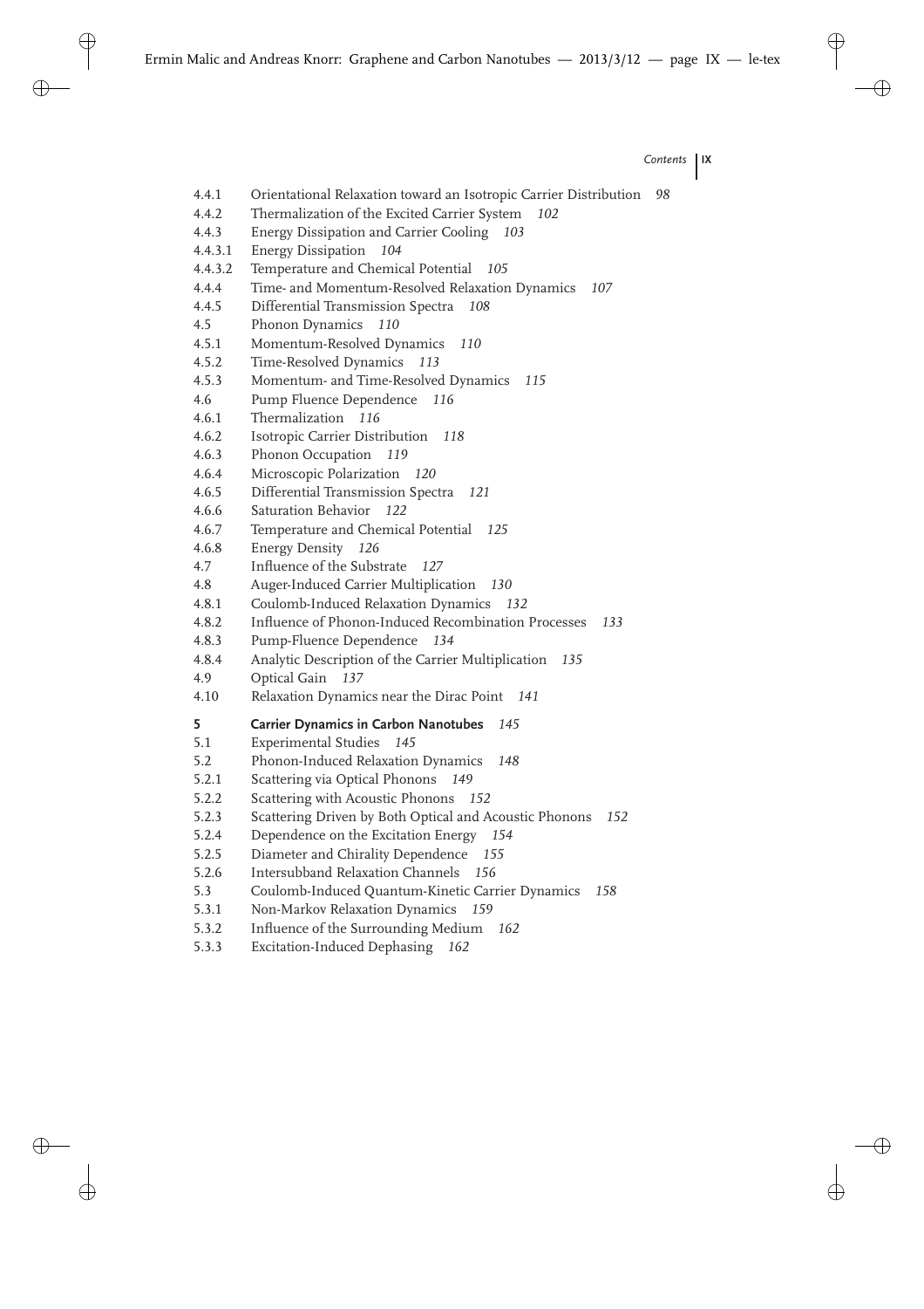4.4.1 Orientational Relaxation toward an Isotropic Carrier Distribution *98*
4.4.2 Thermalization of the Excited Carrier System *102*
4.4.3 Energy Dissipation and Carrier Cooling *103*
4.4.3.1 Energy Dissipation *104*
4.4.3.2 Temperature and Chemical Potential *105*
4.4.4 Time- and Momentum-Resolved Relaxation Dynamics *107*
4.4.5 Differential Transmission Spectra *108*
4.5 Phonon Dynamics *110*
4.5.1 Momentum-Resolved Dynamics *110*
4.5.2 Time-Resolved Dynamics *113*
4.5.3 Momentum- and Time-Resolved Dynamics *115*
4.6 Pump Fluence Dependence *116*
4.6.1 Thermalization *116*
4.6.2 Isotropic Carrier Distribution *118*
4.6.3 Phonon Occupation *119*
4.6.4 Microscopic Polarization *120*
4.6.5 Differential Transmission Spectra *121*
4.6.6 Saturation Behavior *122*
4.6.7 Temperature and Chemical Potential *125*
4.6.8 Energy Density *126*
4.7 Influence of the Substrate *127*
4.8 Auger-Induced Carrier Multiplication *130*
4.8.1 Coulomb-Induced Relaxation Dynamics *132*
4.8.2 Influence of Phonon-Induced Recombination Processes *133*
4.8.3 Pump-Fluence Dependence *134*
4.8.4 Analytic Description of the Carrier Multiplication *135*
4.9 Optical Gain *137*
4.10 Relaxation Dynamics near the Dirac Point *141*

**5 Carrier Dynamics in Carbon Nanotubes** *145*
5.1 Experimental Studies *145*
5.2 Phonon-Induced Relaxation Dynamics *148*
5.2.1 Scattering via Optical Phonons *149*
5.2.2 Scattering with Acoustic Phonons *152*
5.2.3 Scattering Driven by Both Optical and Acoustic Phonons *152*
5.2.4 Dependence on the Excitation Energy *154*
5.2.5 Diameter and Chirality Dependence *155*
5.2.6 Intersubband Relaxation Channels *156*
5.3 Coulomb-Induced Quantum-Kinetic Carrier Dynamics *158*
5.3.1 Non-Markov Relaxation Dynamics *159*
5.3.2 Influence of the Surrounding Medium *162*
5.3.3 Excitation-Induced Dephasing *162*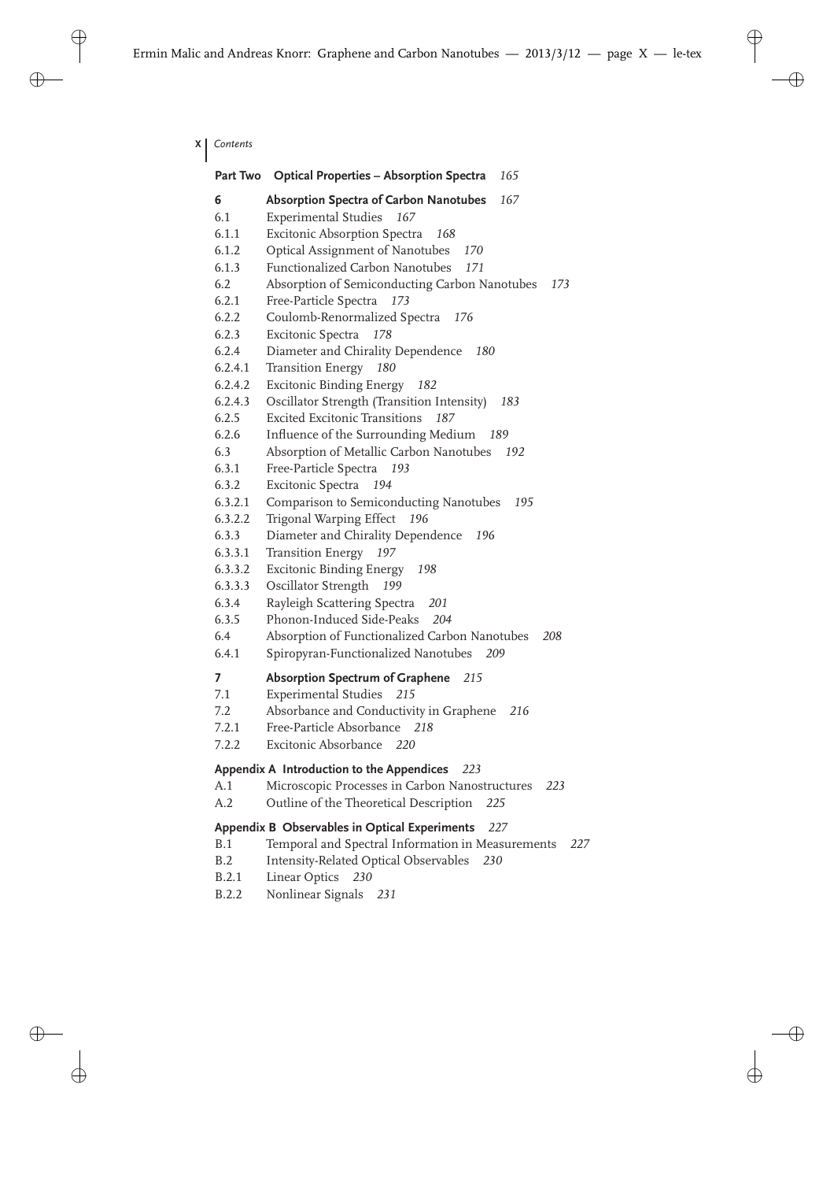**Part Two  Optical Properties – Absorption Spectra** *165*

**6  Absorption Spectra of Carbon Nanotubes** *167*

6.1  Experimental Studies *167*
6.1.1  Excitonic Absorption Spectra *168*
6.1.2  Optical Assignment of Nanotubes *170*
6.1.3  Functionalized Carbon Nanotubes *171*
6.2  Absorption of Semiconducting Carbon Nanotubes *173*
6.2.1  Free-Particle Spectra *173*
6.2.2  Coulomb-Renormalized Spectra *176*
6.2.3  Excitonic Spectra *178*
6.2.4  Diameter and Chirality Dependence *180*
6.2.4.1  Transition Energy *180*
6.2.4.2  Excitonic Binding Energy *182*
6.2.4.3  Oscillator Strength (Transition Intensity) *183*
6.2.5  Excited Excitonic Transitions *187*
6.2.6  Influence of the Surrounding Medium *189*
6.3  Absorption of Metallic Carbon Nanotubes *192*
6.3.1  Free-Particle Spectra *193*
6.3.2  Excitonic Spectra *194*
6.3.2.1  Comparison to Semiconducting Nanotubes *195*
6.3.2.2  Trigonal Warping Effect *196*
6.3.3  Diameter and Chirality Dependence *196*
6.3.3.1  Transition Energy *197*
6.3.3.2  Excitonic Binding Energy *198*
6.3.3.3  Oscillator Strength *199*
6.3.4  Rayleigh Scattering Spectra *201*
6.3.5  Phonon-Induced Side-Peaks *204*
6.4  Absorption of Functionalized Carbon Nanotubes *208*
6.4.1  Spiropyran-Functionalized Nanotubes *209*

**7  Absorption Spectrum of Graphene** *215*

7.1  Experimental Studies *215*
7.2  Absorbance and Conductivity in Graphene *216*
7.2.1  Free-Particle Absorbance *218*
7.2.2  Excitonic Absorbance *220*

**Appendix A  Introduction to the Appendices** *223*

A.1  Microscopic Processes in Carbon Nanostructures *223*
A.2  Outline of the Theoretical Description *225*

**Appendix B  Observables in Optical Experiments** *227*

B.1  Temporal and Spectral Information in Measurements *227*
B.2  Intensity-Related Optical Observables *230*
B.2.1  Linear Optics *230*
B.2.2  Nonlinear Signals *231*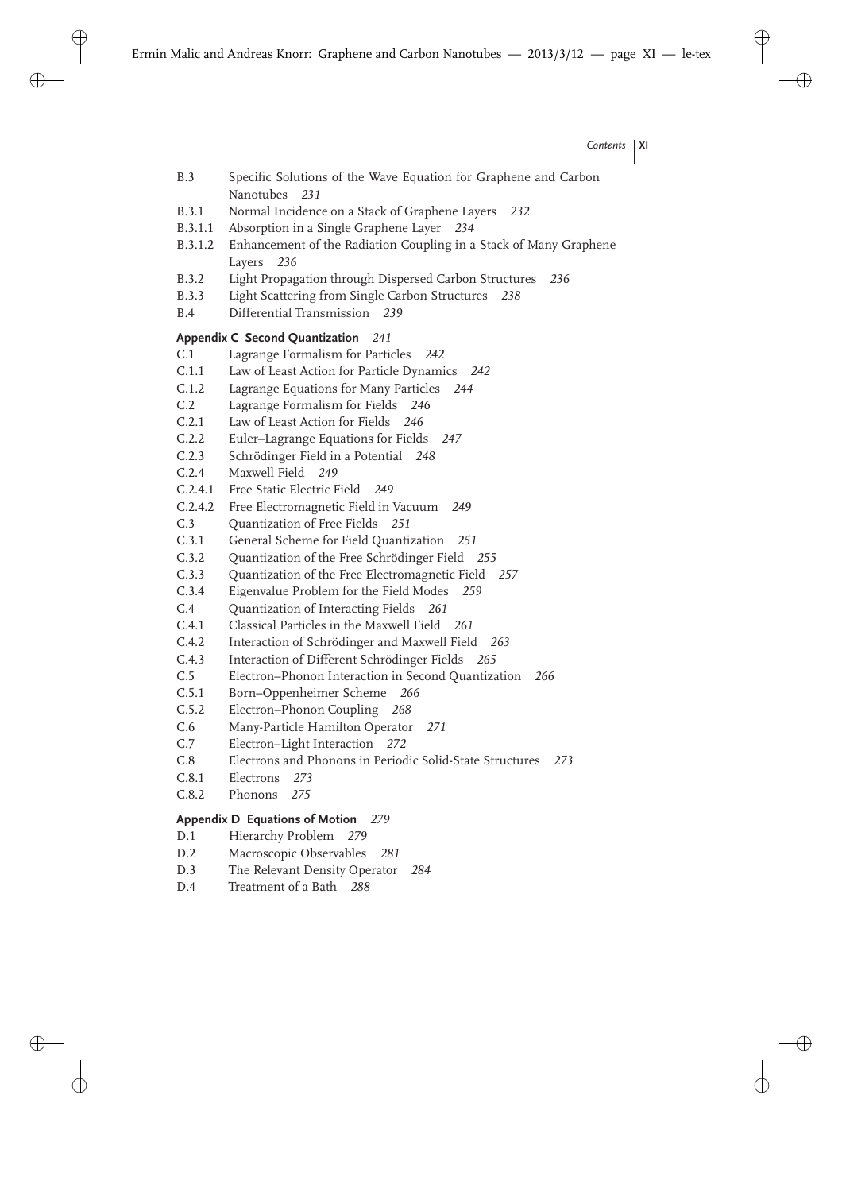B.3 Specific Solutions of the Wave Equation for Graphene and Carbon Nanotubes *231*
B.3.1 Normal Incidence on a Stack of Graphene Layers *232*
B.3.1.1 Absorption in a Single Graphene Layer *234*
B.3.1.2 Enhancement of the Radiation Coupling in a Stack of Many Graphene Layers *236*
B.3.2 Light Propagation through Dispersed Carbon Structures *236*
B.3.3 Light Scattering from Single Carbon Structures *238*
B.4 Differential Transmission *239*

**Appendix C Second Quantization** *241*
C.1 Lagrange Formalism for Particles *242*
C.1.1 Law of Least Action for Particle Dynamics *242*
C.1.2 Lagrange Equations for Many Particles *244*
C.2 Lagrange Formalism for Fields *246*
C.2.1 Law of Least Action for Fields *246*
C.2.2 Euler–Lagrange Equations for Fields *247*
C.2.3 Schrödinger Field in a Potential *248*
C.2.4 Maxwell Field *249*
C.2.4.1 Free Static Electric Field *249*
C.2.4.2 Free Electromagnetic Field in Vacuum *249*
C.3 Quantization of Free Fields *251*
C.3.1 General Scheme for Field Quantization *251*
C.3.2 Quantization of the Free Schrödinger Field *255*
C.3.3 Quantization of the Free Electromagnetic Field *257*
C.3.4 Eigenvalue Problem for the Field Modes *259*
C.4 Quantization of Interacting Fields *261*
C.4.1 Classical Particles in the Maxwell Field *261*
C.4.2 Interaction of Schrödinger and Maxwell Field *263*
C.4.3 Interaction of Different Schrödinger Fields *265*
C.5 Electron–Phonon Interaction in Second Quantization *266*
C.5.1 Born–Oppenheimer Scheme *266*
C.5.2 Electron–Phonon Coupling *268*
C.6 Many-Particle Hamilton Operator *271*
C.7 Electron–Light Interaction *272*
C.8 Electrons and Phonons in Periodic Solid-State Structures *273*
C.8.1 Electrons *273*
C.8.2 Phonons *275*

**Appendix D Equations of Motion** *279*
D.1 Hierarchy Problem *279*
D.2 Macroscopic Observables *281*
D.3 The Relevant Density Operator *284*
D.4 Treatment of a Bath *288*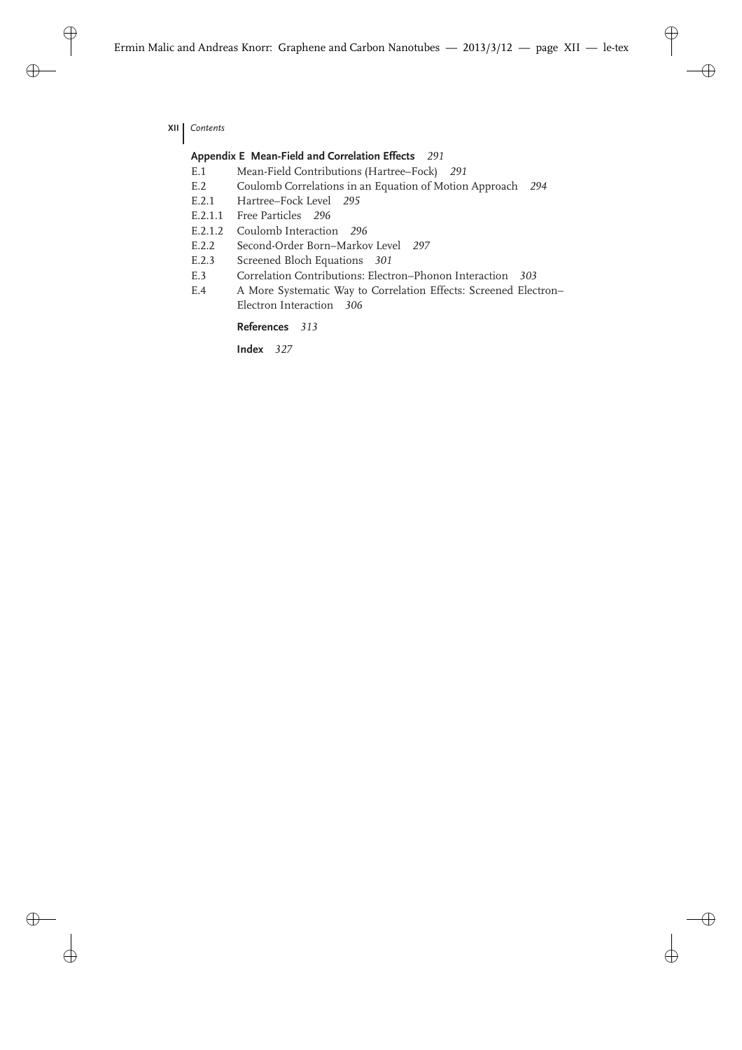**Appendix E Mean-Field and Correlation Effects** *291*

- E.1 Mean-Field Contributions (Hartree–Fock) *291*
- E.2 Coulomb Correlations in an Equation of Motion Approach *294*
- E.2.1 Hartree–Fock Level *295*
- E.2.1.1 Free Particles *296*
- E.2.1.2 Coulomb Interaction *296*
- E.2.2 Second-Order Born–Markov Level *297*
- E.2.3 Screened Bloch Equations *301*
- E.3 Correlation Contributions: Electron–Phonon Interaction *303*
- E.4 A More Systematic Way to Correlation Effects: Screened Electron–Electron Interaction *306*

**References** *313*

**Index** *327*